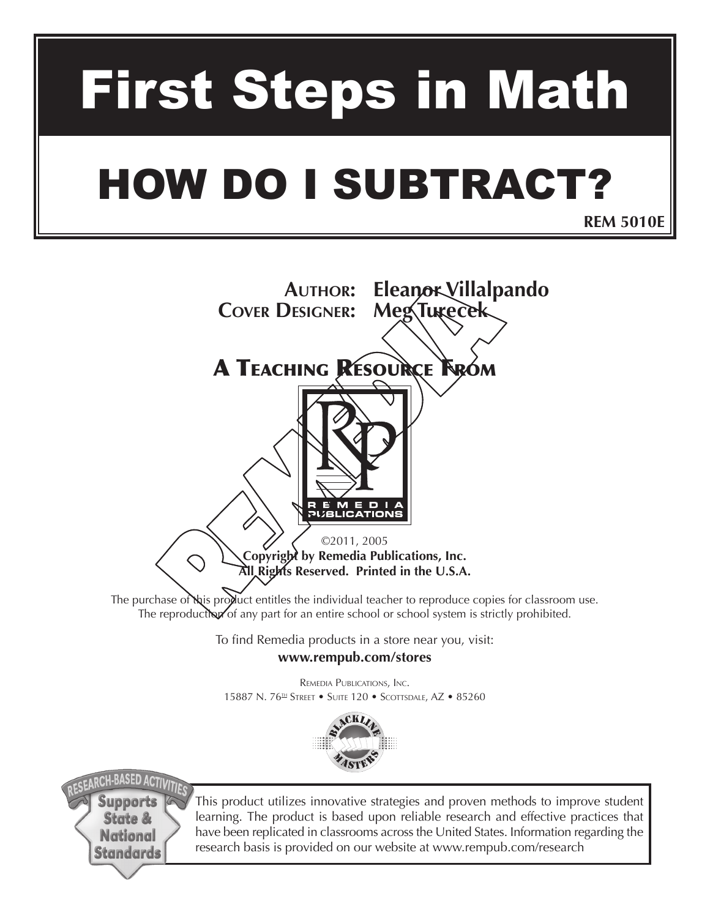# First Steps in Math

# HOW DO I SUBTRACT?

**REM 5010E**

**AUTHOR: Eleanor Villalpando**
**COVER DESIGNER: Meg Turecek**

## A TEACHING RESOURCE FROM

REMEDIA PUBLICATIONS

©2011, 2005
**Copyright by Remedia Publications, Inc.**
**All Rights Reserved. Printed in the U.S.A.**

The purchase of this product entitles the individual teacher to reproduce copies for classroom use. The reproduction of any part for an entire school or school system is strictly prohibited.

To find Remedia products in a store near you, visit:
**www.rempub.com/stores**

REMEDIA PUBLICATIONS, INC.
15887 N. 76TH STREET • SUITE 120 • SCOTTSDALE, AZ • 85260

BLACKLINE MASTERS

RESEARCH-BASED ACTIVITIES
Supports State & National Standards

This product utilizes innovative strategies and proven methods to improve student learning. The product is based upon reliable research and effective practices that have been replicated in classrooms across the United States. Information regarding the research basis is provided on our website at www.rempub.com/research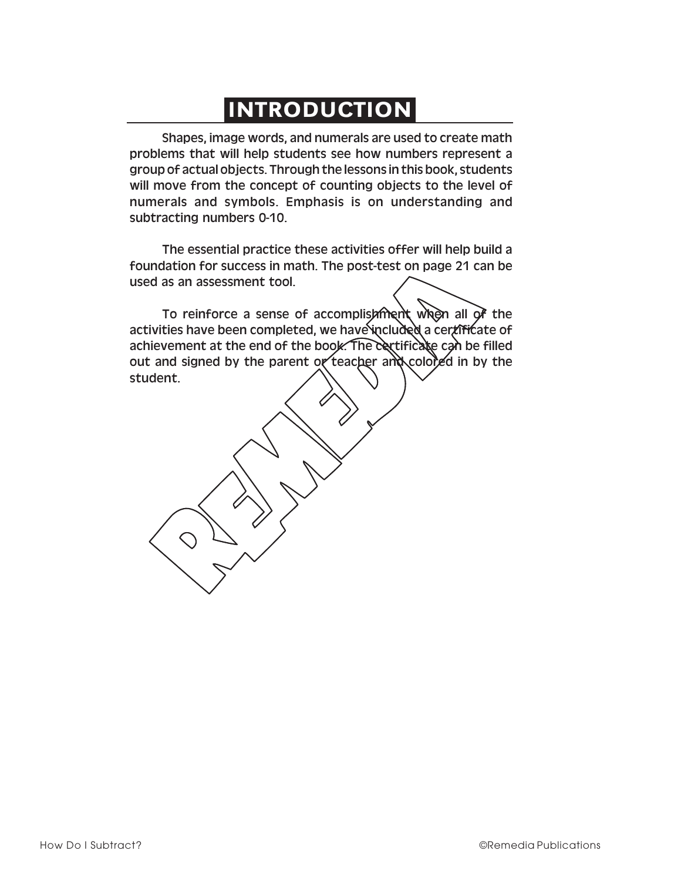# INTRODUCTION

Shapes, image words, and numerals are used to create math problems that will help students see how numbers represent a group of actual objects. Through the lessons in this book, students will move from the concept of counting objects to the level of numerals and symbols. Emphasis is on understanding and subtracting numbers 0-10.

The essential practice these activities offer will help build a foundation for success in math. The post-test on page 21 can be used as an assessment tool.

To reinforce a sense of accomplishment when all of the activities have been completed, we have included a certificate of achievement at the end of the book. The certificate can be filled out and signed by the parent or teacher and colored in by the student.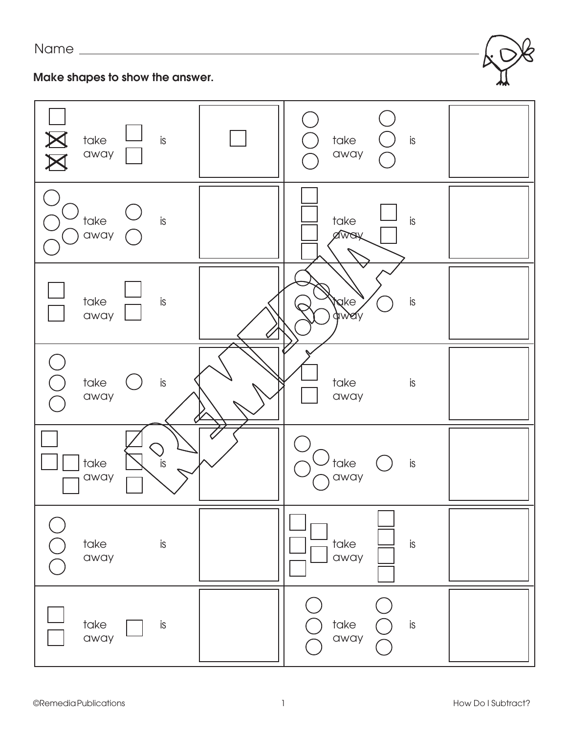Name ____________________________________________

**Make shapes to show the answer.**

| | |
|---|---|
| ☐ ☒ ☒ take away ☐ ☐ is ☐ | ◯ ◯ ◯ take away ◯ ◯ ◯ is |
| ◯ ◯ ◯ ◯ ◯ take away ◯ ◯ is | ☐ ☐ ☐ ☐ take away ☐ ☐ is |
| ☐ ☐ take away ☐ ☐ is | ◯ ◯ ◯ ◯ ◯ take away ◯ is |
| ◯ ◯ ◯ take away ◯ is | ☐ ☐ take away is |
| ☐ ☐ ☐ ☐ take away ☐ ☐ ☐ is | ◯ ◯ ◯ ◯ take away ◯ is |
| ◯ ◯ ◯ take away is | ☐ ☐ ☐ ☐ ☐ take away ☐ ☐ ☐ ☐ is |
| ☐ ☐ take away ☐ is | ◯ ◯ ◯ take away ◯ ◯ ◯ is |

©Remedia Publications — How Do I Subtract?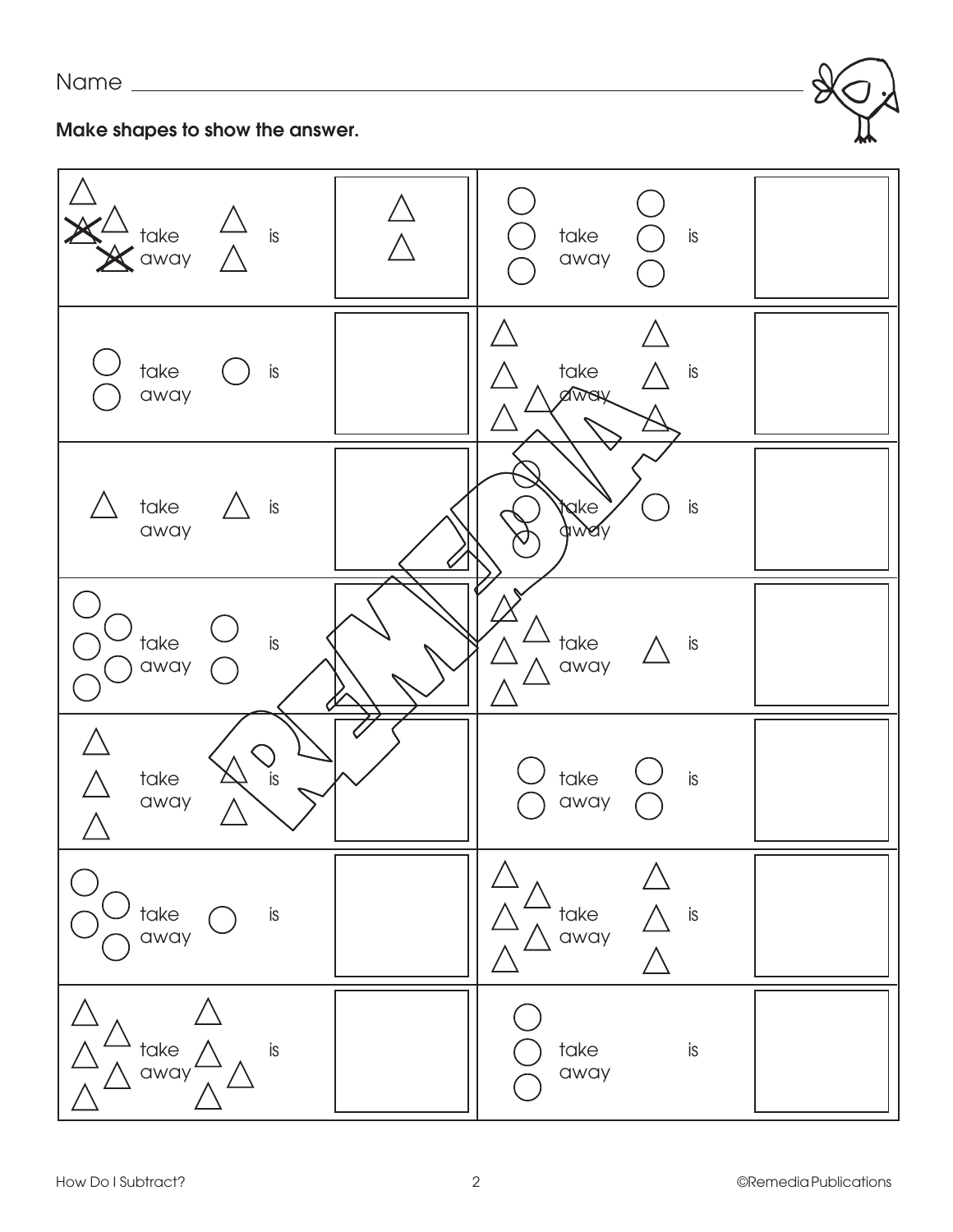Name ______________________________________________

**Make shapes to show the answer.**

| | |
|---|---|
| △△△ take away △△ is △△ | ○○○ take away ○○○ is |
| ○○ take away ○ is | △△△△ take away △△△ is |
| △ take away △ is | ○○○ take away ○ is |
| ○○○○○ take away ○○ is | △△△△△ take away △ is |
| △△△ take away △△ is | ○○ take away ○○ is |
| ○○○○ take away ○ is | △△△△△ take away △△△ is |
| △△△△△ take away △△△△ is | ○○○ take away is |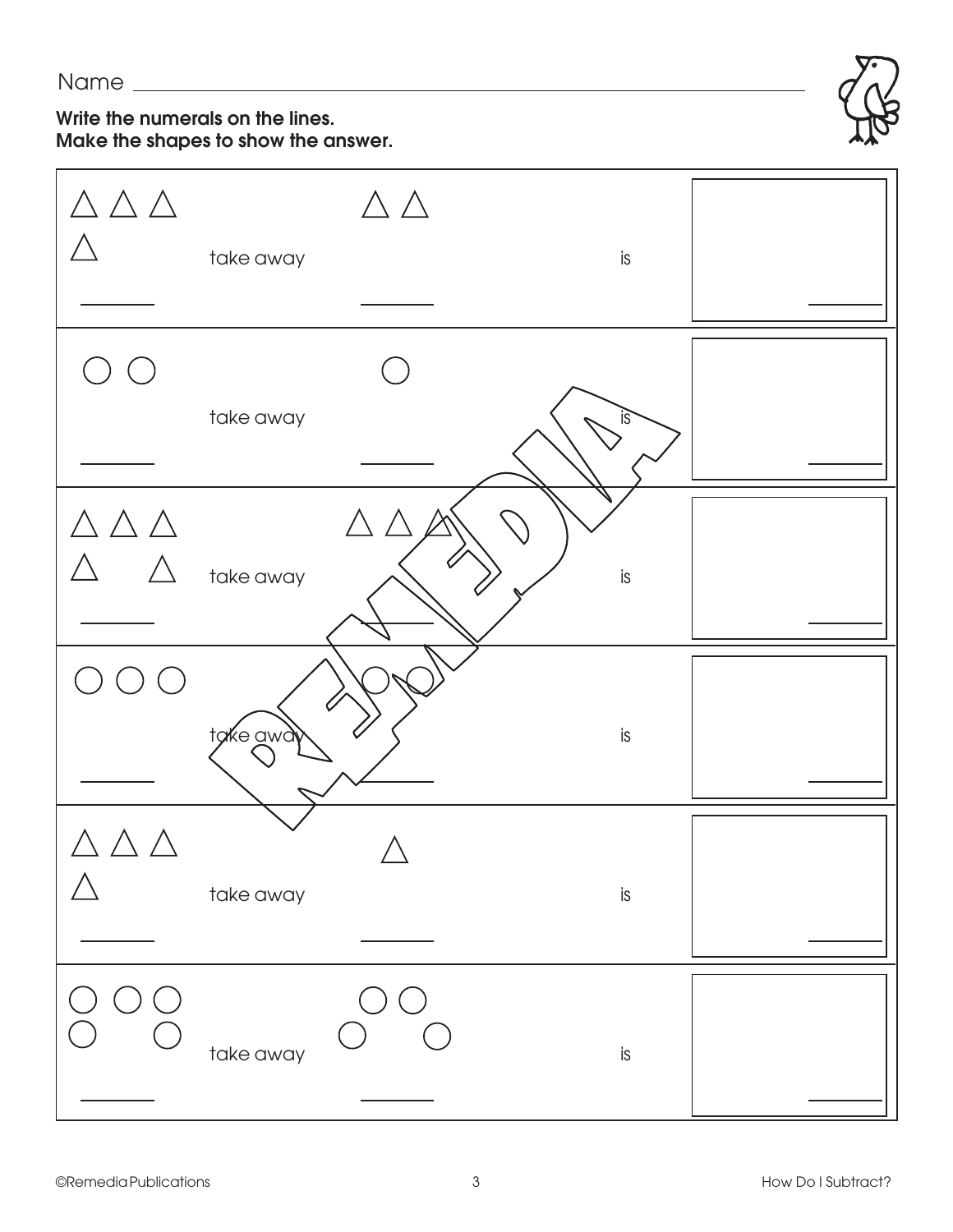Name ______________________________________________

**Write the numerals on the lines.**
**Make the shapes to show the answer.**

| | | | | |
|---|---|---|---|---|
| △ △ △ △ ___ | take away | △ △ ___ | is | ___ |
| ○ ○ ___ | take away | ○ ___ | is | ___ |
| △ △ △ △ △ ___ | take away | △ △ △ ___ | is | ___ |
| ○ ○ ○ ___ | take away | ○ ○ ___ | is | ___ |
| △ △ △ △ ___ | take away | △ ___ | is | ___ |
| ○ ○ ○ ○ ○ ___ | take away | ○ ○ ○ ○ ___ | is | ___ |

©Remedia Publications — How Do I Subtract?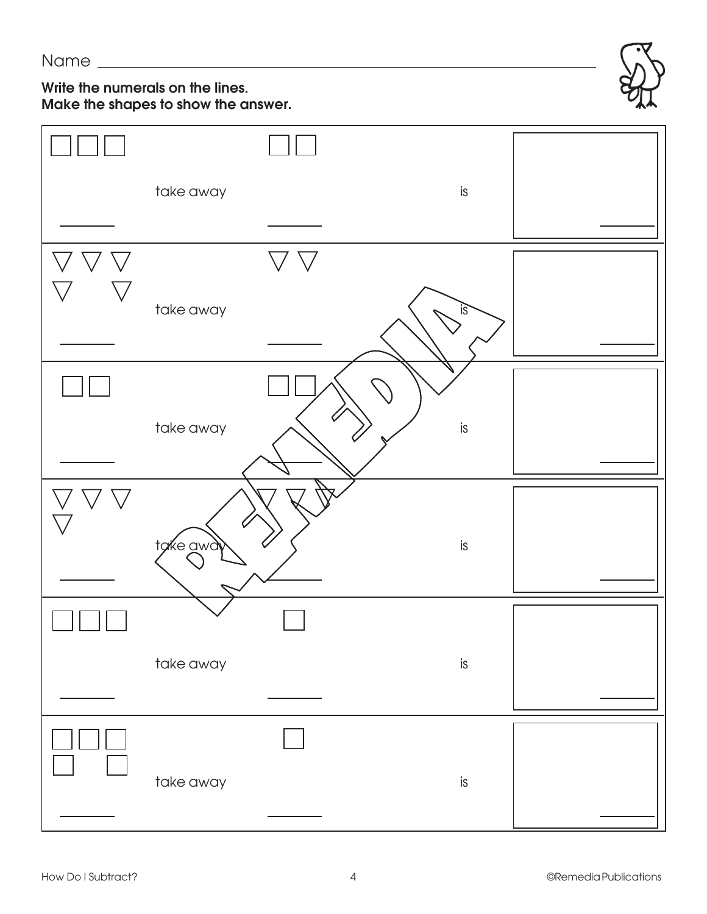Name ______________________________

**Write the numerals on the lines.**
**Make the shapes to show the answer.**

| □ □ □ | take away | □ □ | is | |
|---|---|---|---|---|
| ______ | | ______ | | ______ |
| ▽ ▽ ▽ ▽ ▽ | take away | ▽ ▽ | is | |
| ______ | | ______ | | ______ |
| □ □ | take away | □ □ | is | |
| ______ | | ______ | | ______ |
| ▽ ▽ ▽ ▽ | take away | ▽ ▽ ▽ | is | |
| ______ | | ______ | | ______ |
| □ □ □ | take away | □ | is | |
| ______ | | ______ | | ______ |
| □ □ □ □ □ | take away | □ | is | |
| ______ | | ______ | | ______ |

How Do I Subtract?

©Remedia Publications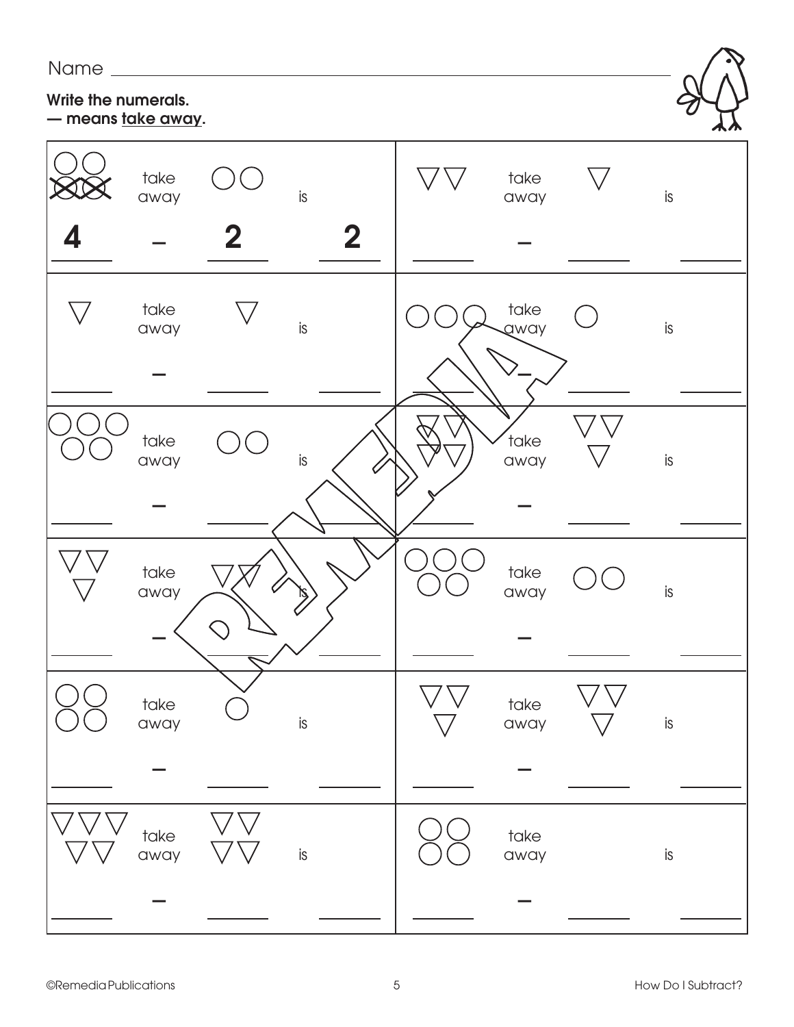Name ______________________________

**Write the numerals.**
**— means take away.**

| | | | | | | | |
|---|---|---|---|---|---|---|---|
| ○○ ⊗⊗ | take away | ○○ | is | ▽▽ | take away | ▽ | is |
| 4 | – | 2 | 2 | ____ | – | ____ | ____ |
| ▽ | take away | ▽ | is | ○○○ | take away | ○ | is |
| ____ | – | ____ | ____ | ____ | – | ____ | ____ |
| ○○○ ○○ | take away | ○○ | is | ▽▽ ▽▽ | take away | ▽▽ ▽ | is |
| ____ | – | ____ | ____ | ____ | – | ____ | ____ |
| ▽▽ ▽ | take away | ▽▽ | is | ○○○ ○○ | take away | ○○ | is |
| ____ | – | ____ | ____ | ____ | – | ____ | ____ |
| ○○ ○○ | take away | ○ | is | ▽▽ ▽ | take away | ▽▽ ▽ | is |
| ____ | – | ____ | ____ | ____ | – | ____ | ____ |
| ▽▽▽ ▽▽ | take away | ▽▽ ▽▽ | is | ○○ ○○ | take away | | is |
| ____ | – | ____ | ____ | ____ | – | ____ | ____ |

©Remedia Publications How Do I Subtract?